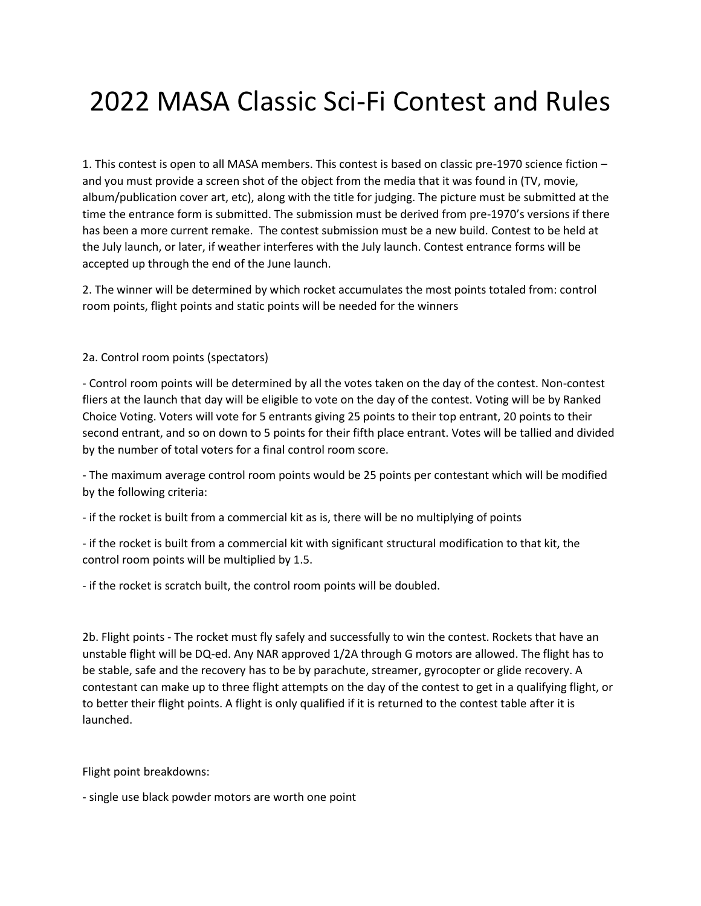# 2022 MASA Classic Sci-Fi Contest and Rules

1. This contest is open to all MASA members. This contest is based on classic pre-1970 science fiction – and you must provide a screen shot of the object from the media that it was found in (TV, movie, album/publication cover art, etc), along with the title for judging. The picture must be submitted at the time the entrance form is submitted. The submission must be derived from pre-1970's versions if there has been a more current remake. The contest submission must be a new build. Contest to be held at the July launch, or later, if weather interferes with the July launch. Contest entrance forms will be accepted up through the end of the June launch.

2. The winner will be determined by which rocket accumulates the most points totaled from: control room points, flight points and static points will be needed for the winners

2a. Control room points (spectators)

- Control room points will be determined by all the votes taken on the day of the contest. Non-contest fliers at the launch that day will be eligible to vote on the day of the contest. Voting will be by Ranked Choice Voting. Voters will vote for 5 entrants giving 25 points to their top entrant, 20 points to their second entrant, and so on down to 5 points for their fifth place entrant. Votes will be tallied and divided by the number of total voters for a final control room score.

- The maximum average control room points would be 25 points per contestant which will be modified by the following criteria:

- if the rocket is built from a commercial kit as is, there will be no multiplying of points

- if the rocket is built from a commercial kit with significant structural modification to that kit, the control room points will be multiplied by 1.5.

- if the rocket is scratch built, the control room points will be doubled.

2b. Flight points - The rocket must fly safely and successfully to win the contest. Rockets that have an unstable flight will be DQ-ed. Any NAR approved 1/2A through G motors are allowed. The flight has to be stable, safe and the recovery has to be by parachute, streamer, gyrocopter or glide recovery. A contestant can make up to three flight attempts on the day of the contest to get in a qualifying flight, or to better their flight points. A flight is only qualified if it is returned to the contest table after it is launched.

Flight point breakdowns:

- single use black powder motors are worth one point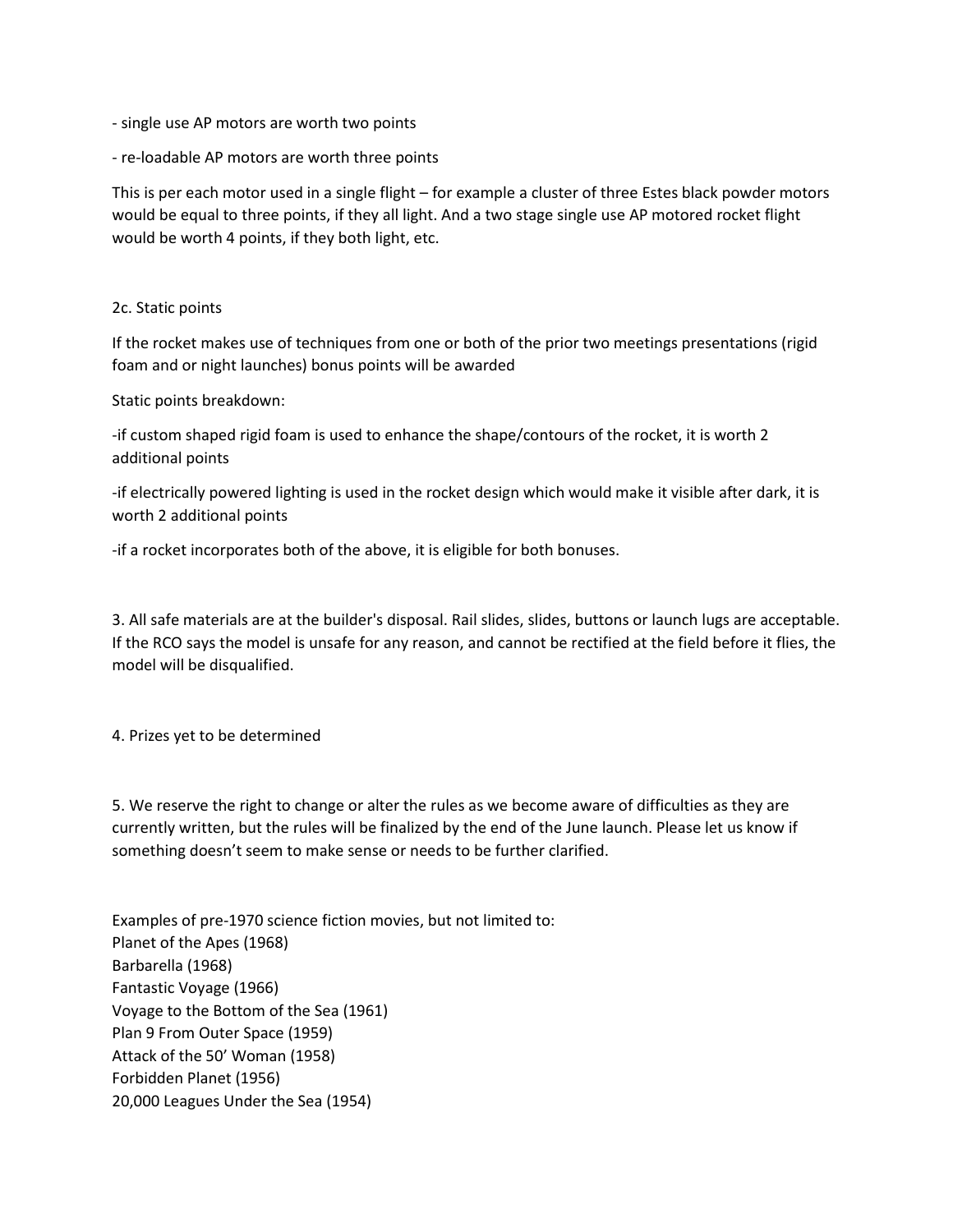- single use AP motors are worth two points

- re-loadable AP motors are worth three points

This is per each motor used in a single flight – for example a cluster of three Estes black powder motors would be equal to three points, if they all light. And a two stage single use AP motored rocket flight would be worth 4 points, if they both light, etc.

2c. Static points

If the rocket makes use of techniques from one or both of the prior two meetings presentations (rigid foam and or night launches) bonus points will be awarded

Static points breakdown:

-if custom shaped rigid foam is used to enhance the shape/contours of the rocket, it is worth 2 additional points

-if electrically powered lighting is used in the rocket design which would make it visible after dark, it is worth 2 additional points

-if a rocket incorporates both of the above, it is eligible for both bonuses.

3. All safe materials are at the builder's disposal. Rail slides, slides, buttons or launch lugs are acceptable. If the RCO says the model is unsafe for any reason, and cannot be rectified at the field before it flies, the model will be disqualified.

4. Prizes yet to be determined

5. We reserve the right to change or alter the rules as we become aware of difficulties as they are currently written, but the rules will be finalized by the end of the June launch. Please let us know if something doesn't seem to make sense or needs to be further clarified.

Examples of pre-1970 science fiction movies, but not limited to:
Planet of the Apes (1968)
Barbarella (1968)
Fantastic Voyage (1966)
Voyage to the Bottom of the Sea (1961)
Plan 9 From Outer Space (1959)
Attack of the 50' Woman (1958)
Forbidden Planet (1956)
20,000 Leagues Under the Sea (1954)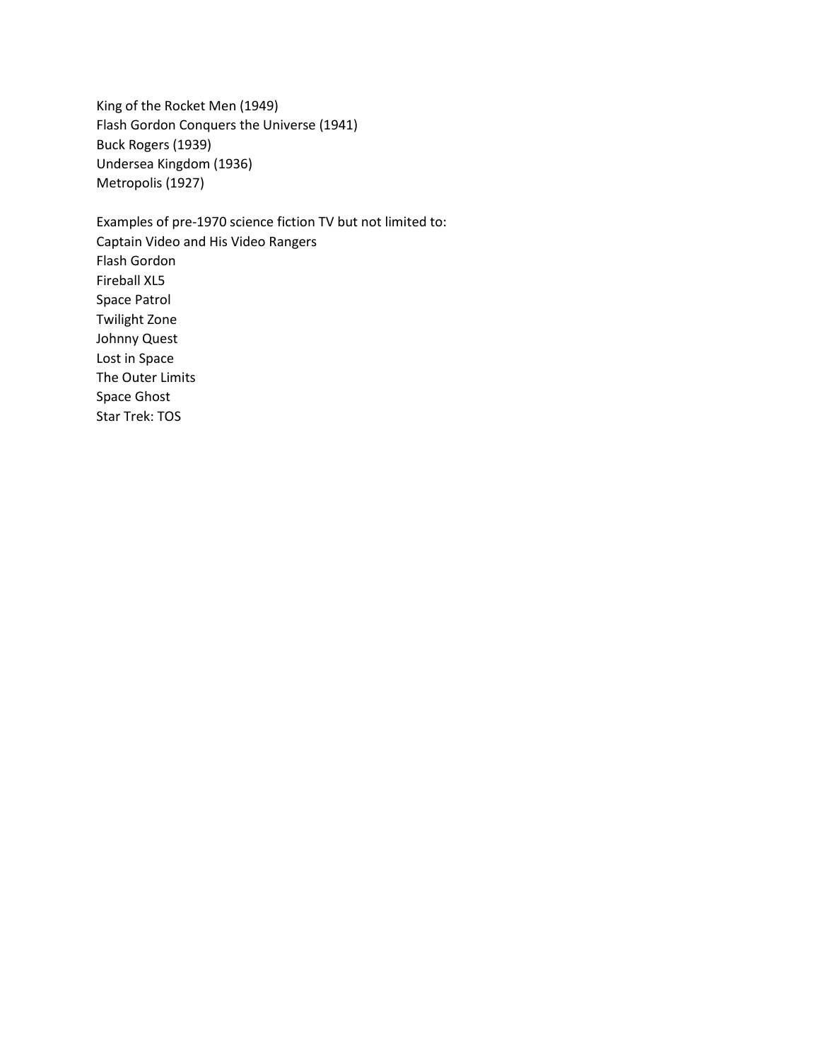King of the Rocket Men (1949)
Flash Gordon Conquers the Universe (1941)
Buck Rogers (1939)
Undersea Kingdom (1936)
Metropolis (1927)

Examples of pre-1970 science fiction TV but not limited to:
Captain Video and His Video Rangers
Flash Gordon
Fireball XL5
Space Patrol
Twilight Zone
Johnny Quest
Lost in Space
The Outer Limits
Space Ghost
Star Trek: TOS